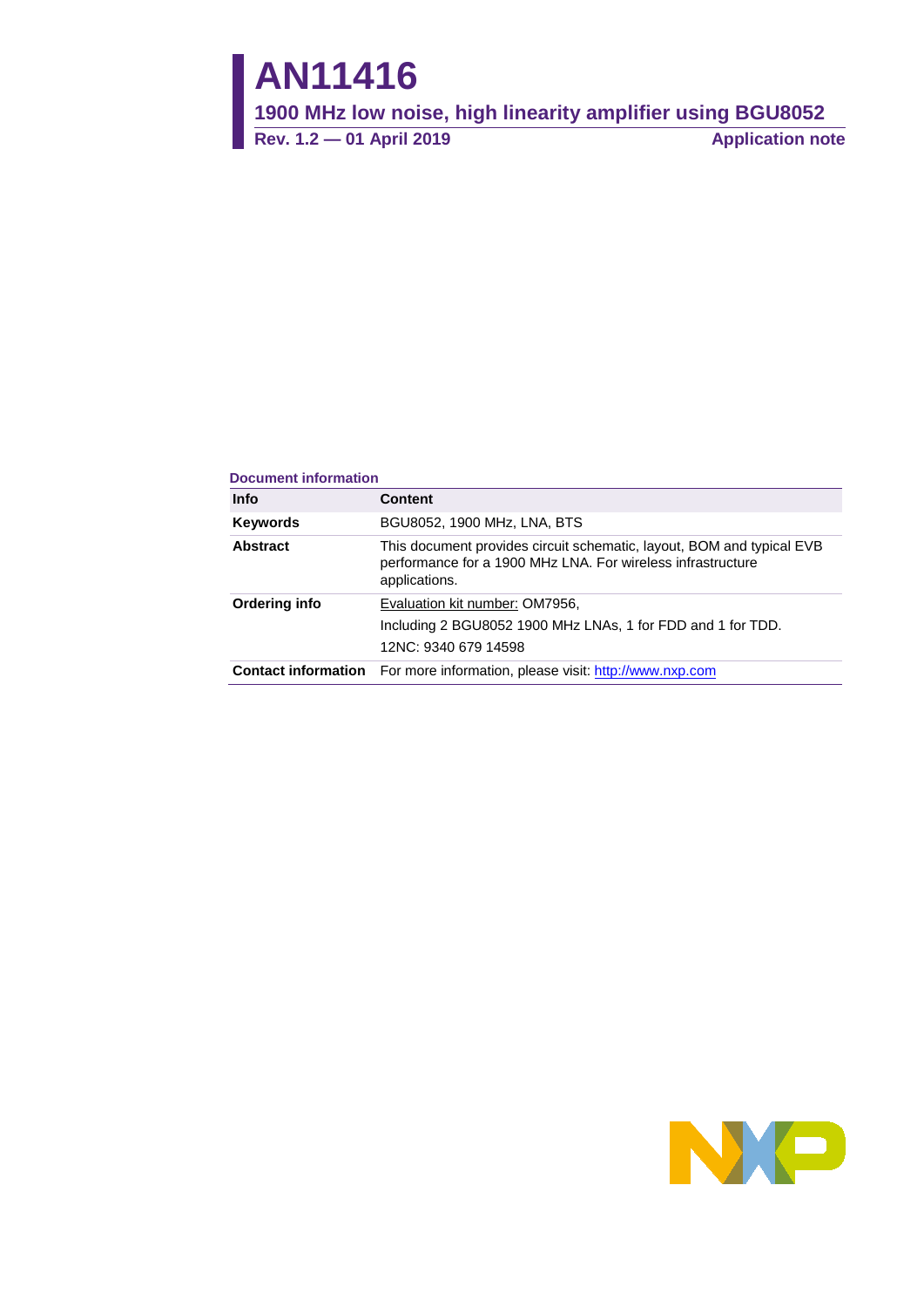# AN11416

## 1900 MHz low noise, high linearity amplifier using BGU8052

**Rev. 1.2 — 01 April 2019** **Application note**

**Document information**

| Info | Content |
|---|---|
| **Keywords** | BGU8052, 1900 MHz, LNA, BTS |
| **Abstract** | This document provides circuit schematic, layout, BOM and typical EVB performance for a 1900 MHz LNA. For wireless infrastructure applications. |
| **Ordering info** | Evaluation kit number: OM7956,<br>Including 2 BGU8052 1900 MHz LNAs, 1 for FDD and 1 for TDD.<br>12NC: 9340 679 14598 |
| **Contact information** | For more information, please visit: http://www.nxp.com |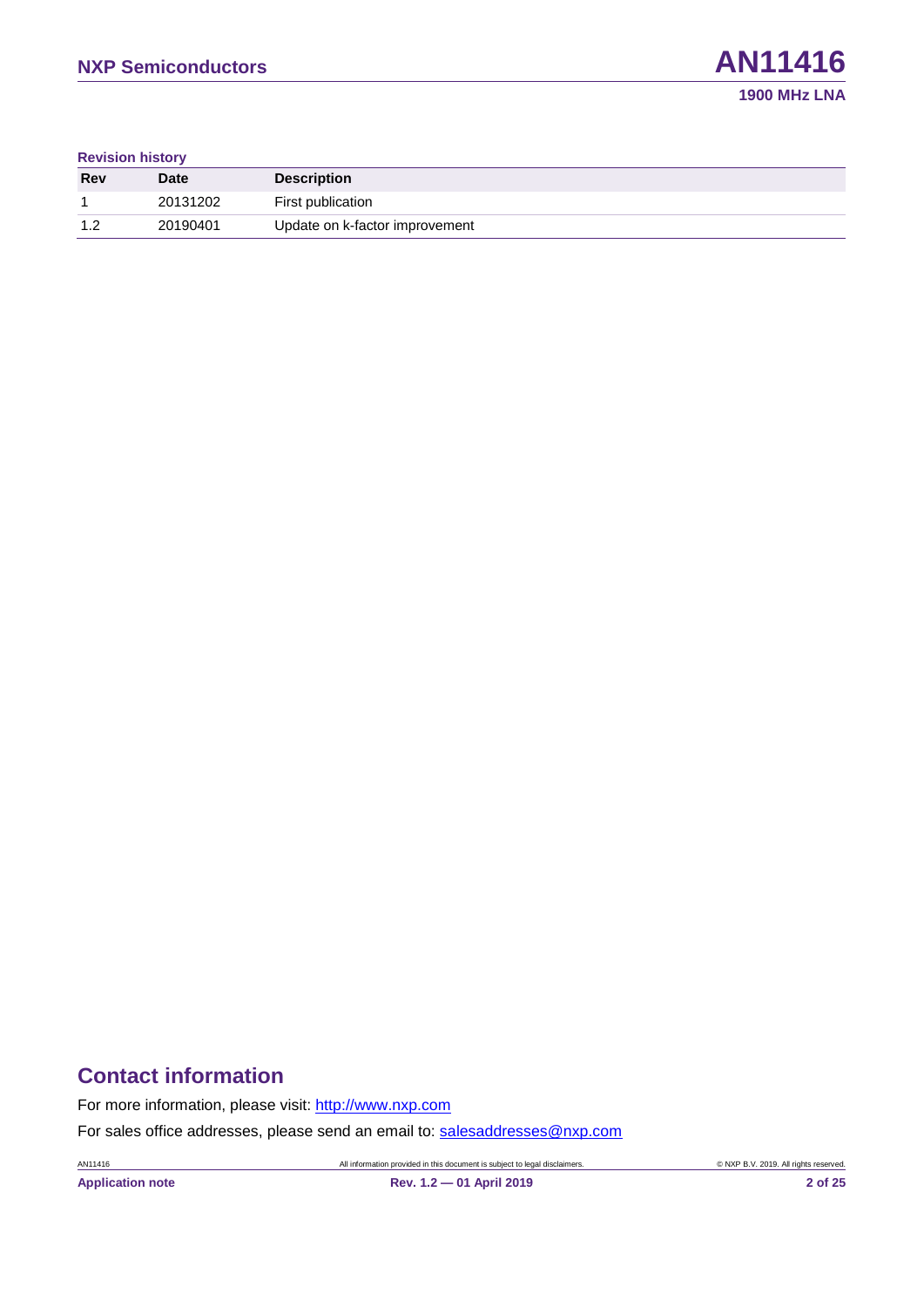**Revision history**

| Rev | Date | Description |
|---|---|---|
| 1 | 20131202 | First publication |
| 1.2 | 20190401 | Update on k-factor improvement |

## Contact information

For more information, please visit: http://www.nxp.com

For sales office addresses, please send an email to: salesaddresses@nxp.com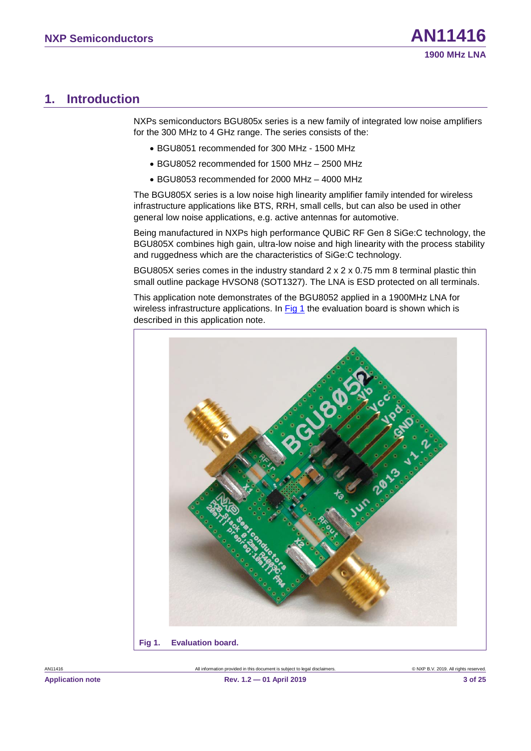# 1. Introduction

NXPs semiconductors BGU805x series is a new family of integrated low noise amplifiers for the 300 MHz to 4 GHz range. The series consists of the:

- BGU8051 recommended for 300 MHz - 1500 MHz
- BGU8052 recommended for 1500 MHz – 2500 MHz
- BGU8053 recommended for 2000 MHz – 4000 MHz

The BGU805X series is a low noise high linearity amplifier family intended for wireless infrastructure applications like BTS, RRH, small cells, but can also be used in other general low noise applications, e.g. active antennas for automotive.

Being manufactured in NXPs high performance QUBiC RF Gen 8 SiGe:C technology, the BGU805X combines high gain, ultra-low noise and high linearity with the process stability and ruggedness which are the characteristics of SiGe:C technology.

BGU805X series comes in the industry standard 2 x 2 x 0.75 mm 8 terminal plastic thin small outline package HVSON8 (SOT1327). The LNA is ESD protected on all terminals.

This application note demonstrates of the BGU8052 applied in a 1900MHz LNA for wireless infrastructure applications. In Fig 1 the evaluation board is shown which is described in this application note.

**Fig 1. Evaluation board.**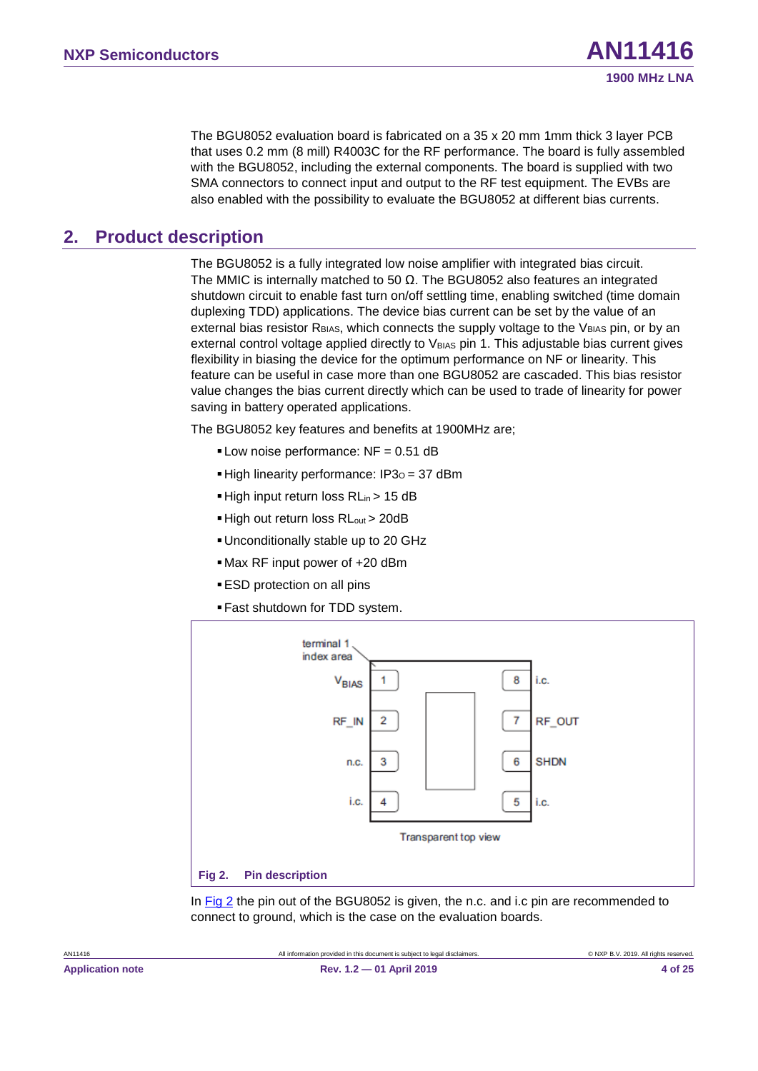The BGU8052 evaluation board is fabricated on a 35 x 20 mm 1mm thick 3 layer PCB that uses 0.2 mm (8 mill) R4003C for the RF performance. The board is fully assembled with the BGU8052, including the external components. The board is supplied with two SMA connectors to connect input and output to the RF test equipment. The EVBs are also enabled with the possibility to evaluate the BGU8052 at different bias currents.

## 2. Product description

The BGU8052 is a fully integrated low noise amplifier with integrated bias circuit. The MMIC is internally matched to 50 Ω. The BGU8052 also features an integrated shutdown circuit to enable fast turn on/off settling time, enabling switched (time domain duplexing TDD) applications. The device bias current can be set by the value of an external bias resistor $R_{BIAS}$, which connects the supply voltage to the $V_{BIAS}$ pin, or by an external control voltage applied directly to $V_{BIAS}$ pin 1. This adjustable bias current gives flexibility in biasing the device for the optimum performance on NF or linearity. This feature can be useful in case more than one BGU8052 are cascaded. This bias resistor value changes the bias current directly which can be used to trade of linearity for power saving in battery operated applications.

The BGU8052 key features and benefits at 1900MHz are;

- Low noise performance: NF = 0.51 dB
- High linearity performance: $IP3_O$ = 37 dBm
- High input return loss $RL_{in}$ > 15 dB
- High out return loss $RL_{out}$ > 20dB
- Unconditionally stable up to 20 GHz
- Max RF input power of +20 dBm
- ESD protection on all pins
- Fast shutdown for TDD system.

| Pin | Name | Pin | Name |
|---|---|---|---|
| 1 | $V_{BIAS}$ | 8 | i.c. |
| 2 | RF_IN | 7 | RF_OUT |
| 3 | n.c. | 6 | SHDN |
| 4 | i.c. | 5 | i.c. |

terminal 1 index area

Transparent top view

**Fig 2. Pin description**

In Fig 2 the pin out of the BGU8052 is given, the n.c. and i.c pin are recommended to connect to ground, which is the case on the evaluation boards.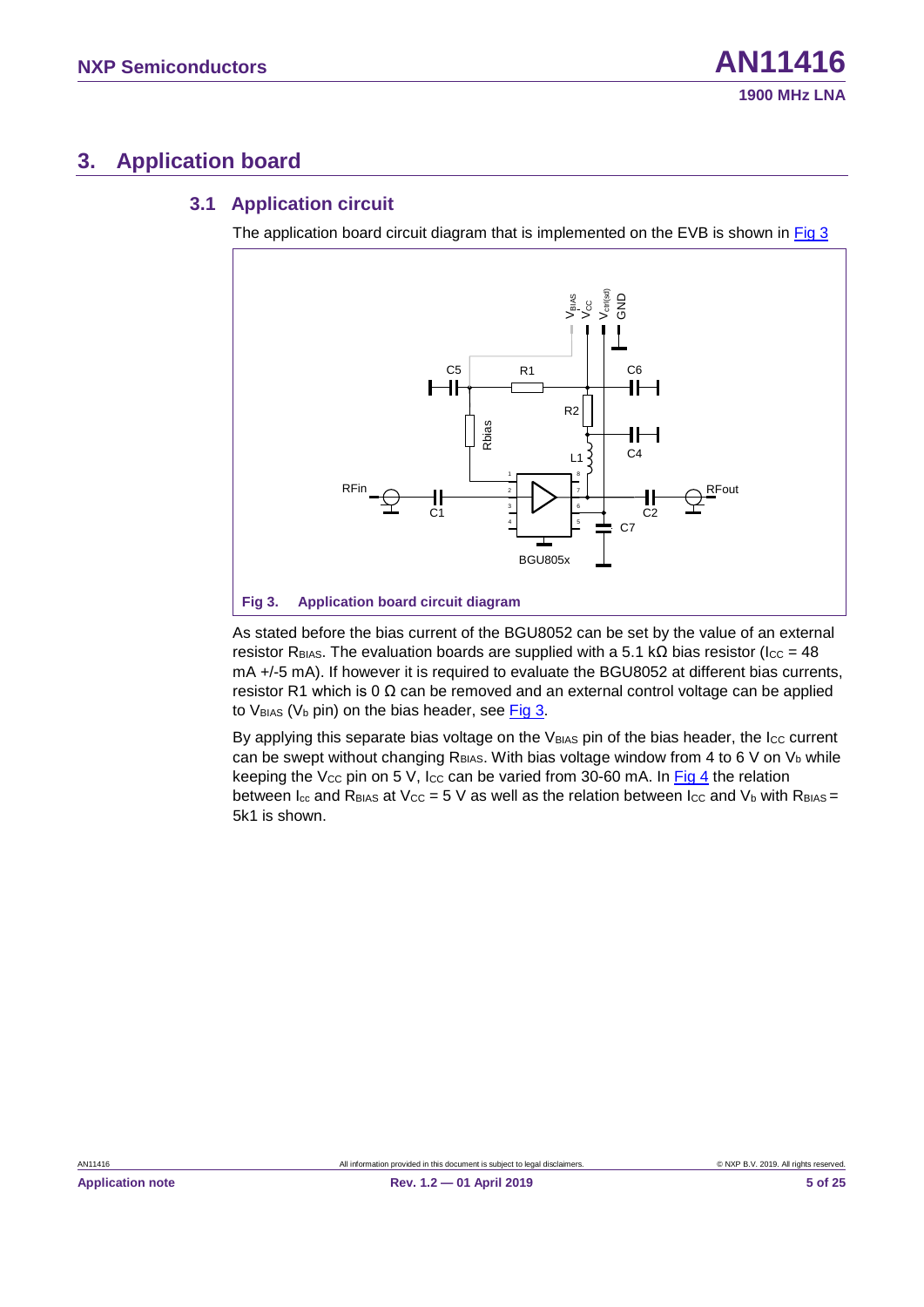# 3. Application board

## 3.1 Application circuit

The application board circuit diagram that is implemented on the EVB is shown in Fig 3

**Fig 3. Application board circuit diagram**

As stated before the bias current of the BGU8052 can be set by the value of an external resistor $R_{BIAS}$. The evaluation boards are supplied with a 5.1 kΩ bias resistor ($I_{CC}$ = 48 mA +/-5 mA). If however it is required to evaluate the BGU8052 at different bias currents, resistor R1 which is 0 Ω can be removed and an external control voltage can be applied to $V_{BIAS}$ ($V_b$ pin) on the bias header, see Fig 3.

By applying this separate bias voltage on the $V_{BIAS}$ pin of the bias header, the $I_{CC}$ current can be swept without changing $R_{BIAS}$. With bias voltage window from 4 to 6 V on $V_b$ while keeping the $V_{CC}$ pin on 5 V, $I_{CC}$ can be varied from 30-60 mA. In Fig 4 the relation between $I_{cc}$ and $R_{BIAS}$ at $V_{CC}$ = 5 V as well as the relation between $I_{CC}$ and $V_b$ with $R_{BIAS}$ = 5k1 is shown.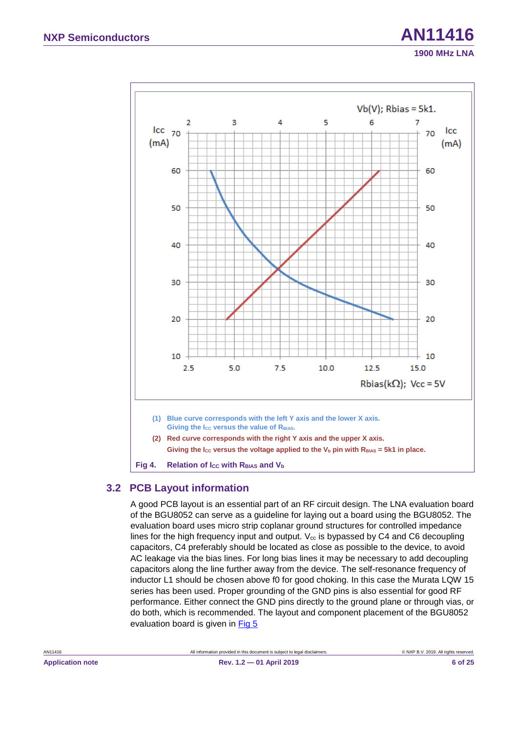(1) Blue curve corresponds with the left Y axis and the lower X axis. Giving the $I_{CC}$ versus the value of $R_{BIAS}$.

(2) Red curve corresponds with the right Y axis and the upper X axis. Giving the $I_{CC}$ versus the voltage applied to the $V_b$ pin with $R_{BIAS}$ = 5k1 in place.

**Fig 4. Relation of $I_{CC}$ with $R_{BIAS}$ and $V_b$**

## 3.2 PCB Layout information

A good PCB layout is an essential part of an RF circuit design. The LNA evaluation board of the BGU8052 can serve as a guideline for laying out a board using the BGU8052. The evaluation board uses micro strip coplanar ground structures for controlled impedance lines for the high frequency input and output. $V_{cc}$ is bypassed by C4 and C6 decoupling capacitors, C4 preferably should be located as close as possible to the device, to avoid AC leakage via the bias lines. For long bias lines it may be necessary to add decoupling capacitors along the line further away from the device. The self-resonance frequency of inductor L1 should be chosen above f0 for good choking. In this case the Murata LQW 15 series has been used. Proper grounding of the GND pins is also essential for good RF performance. Either connect the GND pins directly to the ground plane or through vias, or do both, which is recommended. The layout and component placement of the BGU8052 evaluation board is given in Fig 5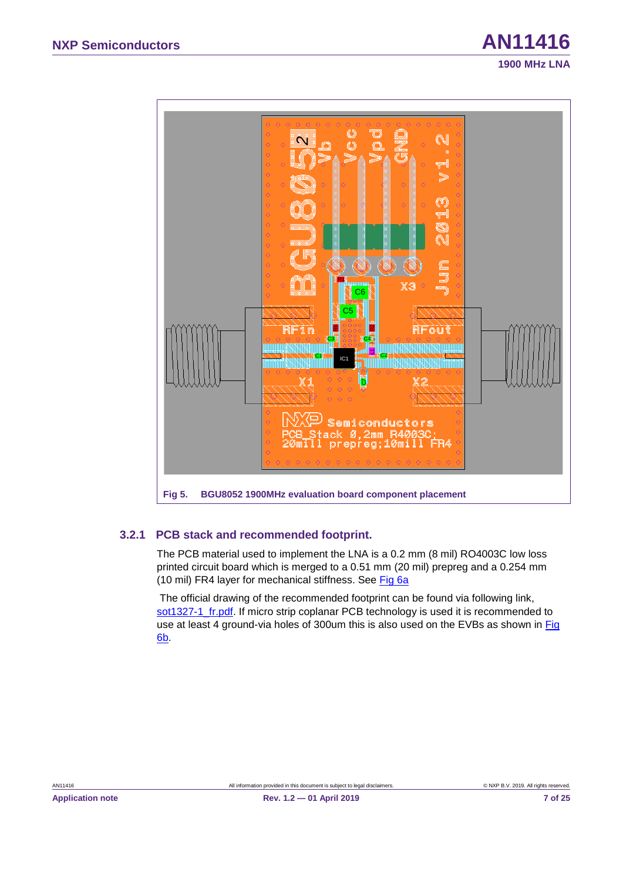**Fig 5. BGU8052 1900MHz evaluation board component placement**

### 3.2.1 PCB stack and recommended footprint.

The PCB material used to implement the LNA is a 0.2 mm (8 mil) RO4003C low loss printed circuit board which is merged to a 0.51 mm (20 mil) prepreg and a 0.254 mm (10 mil) FR4 layer for mechanical stiffness. See Fig 6a

The official drawing of the recommended footprint can be found via following link, sot1327-1_fr.pdf. If micro strip coplanar PCB technology is used it is recommended to use at least 4 ground-via holes of 300um this is also used on the EVBs as shown in Fig 6b.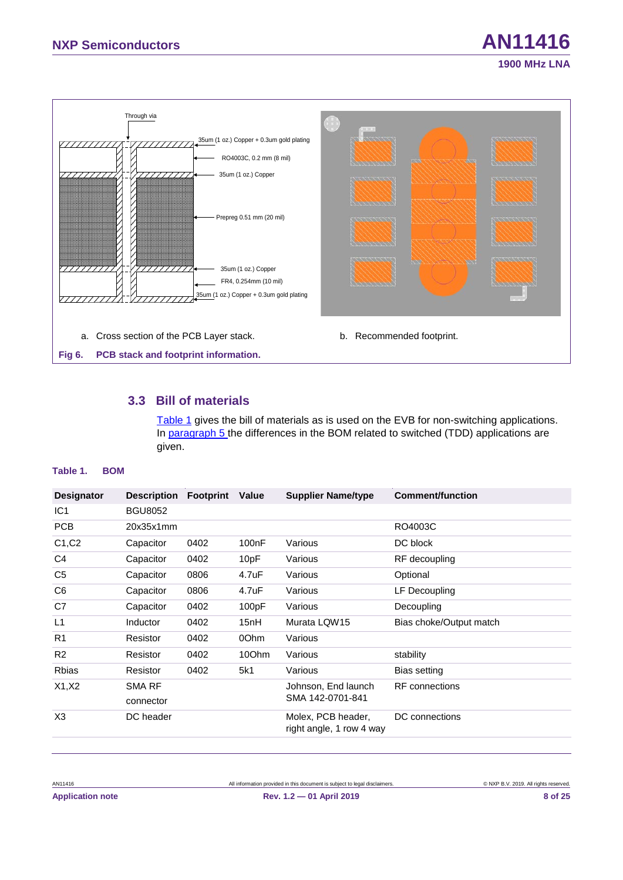Through via

35um (1 oz.) Copper + 0.3um gold plating

RO4003C, 0.2 mm (8 mil)

35um (1 oz.) Copper

Prepreg 0.51 mm (20 mil)

35um (1 oz.) Copper

FR4, 0.254mm (10 mil)

35um (1 oz.) Copper + 0.3um gold plating

a. Cross section of the PCB Layer stack.

b. Recommended footprint.

**Fig 6. PCB stack and footprint information.**

## 3.3 Bill of materials

Table 1 gives the bill of materials as is used on the EVB for non-switching applications. In paragraph 5 the differences in the BOM related to switched (TDD) applications are given.

**Table 1. BOM**

| Designator | Description | Footprint | Value | Supplier Name/type | Comment/function |
|---|---|---|---|---|---|
| IC1 | BGU8052 | | | | |
| PCB | 20x35x1mm | | | | RO4003C |
| C1,C2 | Capacitor | 0402 | 100nF | Various | DC block |
| C4 | Capacitor | 0402 | 10pF | Various | RF decoupling |
| C5 | Capacitor | 0806 | 4.7uF | Various | Optional |
| C6 | Capacitor | 0806 | 4.7uF | Various | LF Decoupling |
| C7 | Capacitor | 0402 | 100pF | Various | Decoupling |
| L1 | Inductor | 0402 | 15nH | Murata LQW15 | Bias choke/Output match |
| R1 | Resistor | 0402 | 0Ohm | Various | |
| R2 | Resistor | 0402 | 10Ohm | Various | stability |
| Rbias | Resistor | 0402 | 5k1 | Various | Bias setting |
| X1,X2 | SMA RF connector | | | Johnson, End launch SMA 142-0701-841 | RF connections |
| X3 | DC header | | | Molex, PCB header, right angle, 1 row 4 way | DC connections |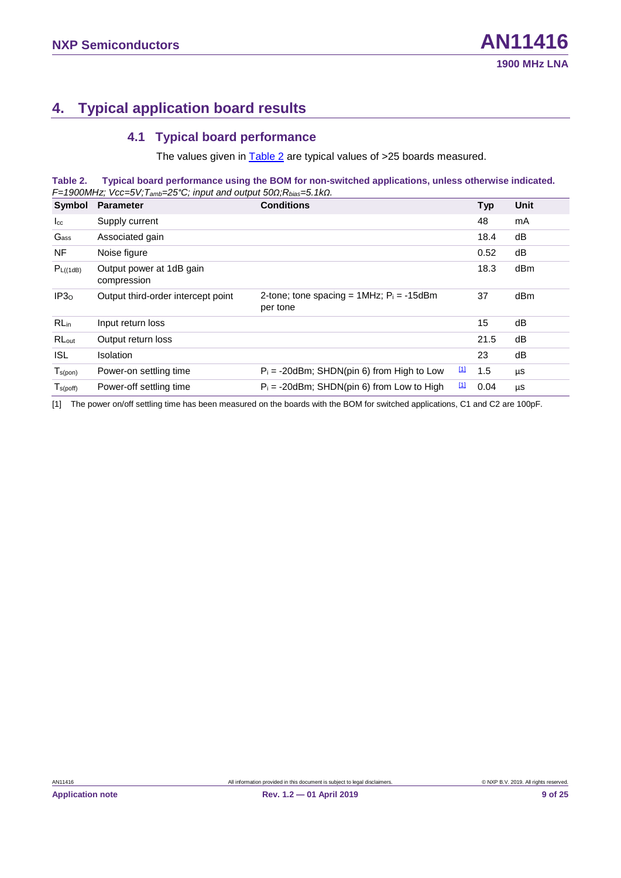# 4. Typical application board results

## 4.1 Typical board performance

The values given in Table 2 are typical values of >25 boards measured.

**Table 2. Typical board performance using the BOM for non-switched applications, unless otherwise indicated.**
*F=1900MHz; Vcc=5V; $T_{amb}$=25°C; input and output 50Ω; $R_{bias}$=5.1kΩ.*

| Symbol | Parameter | Conditions | | Typ | Unit |
|---|---|---|---|---|---|
| $I_{cc}$ | Supply current | | | 48 | mA |
| $G_{ass}$ | Associated gain | | | 18.4 | dB |
| NF | Noise figure | | | 0.52 | dB |
| $P_{L(1dB)}$ | Output power at 1dB gain compression | | | 18.3 | dBm |
| $IP3_O$ | Output third-order intercept point | 2-tone; tone spacing = 1MHz; $P_i$ = -15dBm per tone | | 37 | dBm |
| $RL_{in}$ | Input return loss | | | 15 | dB |
| $RL_{out}$ | Output return loss | | | 21.5 | dB |
| ISL | Isolation | | | 23 | dB |
| $T_{s(pon)}$ | Power-on settling time | $P_i$ = -20dBm; SHDN(pin 6) from High to Low | [1] | 1.5 | µs |
| $T_{s(poff)}$ | Power-off settling time | $P_i$ = -20dBm; SHDN(pin 6) from Low to High | [1] | 0.04 | µs |

[1] The power on/off settling time has been measured on the boards with the BOM for switched applications, C1 and C2 are 100pF.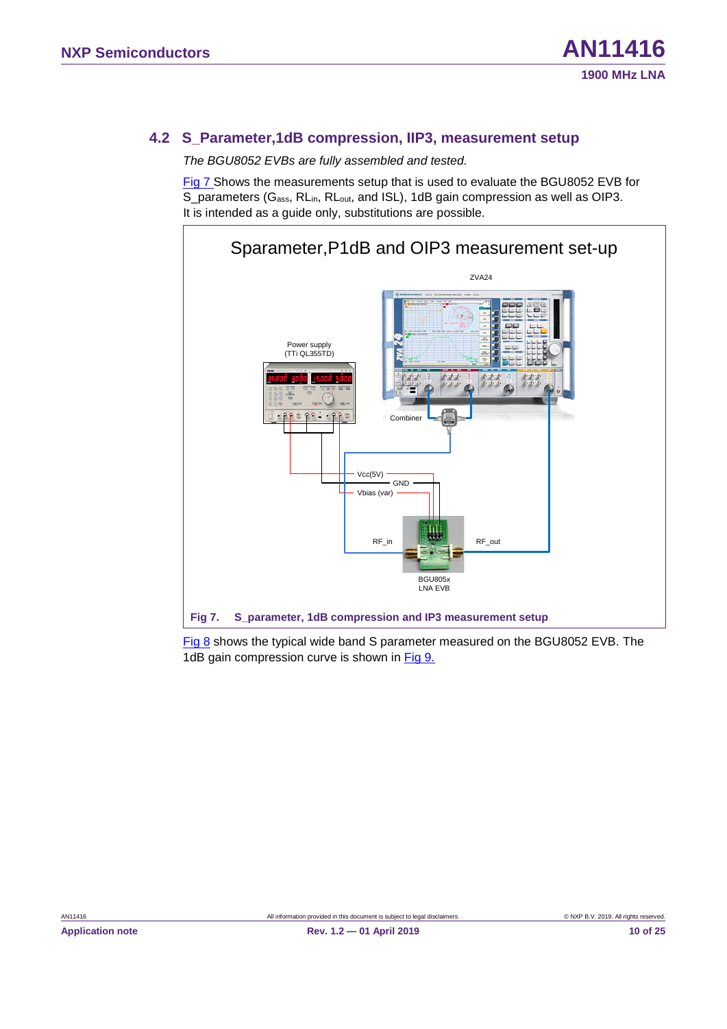## 4.2 S_Parameter,1dB compression, IIP3, measurement setup

*The BGU8052 EVBs are fully assembled and tested.*

Fig 7 Shows the measurements setup that is used to evaluate the BGU8052 EVB for S_parameters ($G_{ass}$, $RL_{in}$, $RL_{out}$, and ISL), 1dB gain compression as well as OIP3. It is intended as a guide only, substitutions are possible.

Sparameter,P1dB and OIP3 measurement set-up

ZVA24

Power supply (TTi QL355TD)

Combiner

Vcc(5V)

GND

Vbias (var)

RF_in

RF_out

BGU805x LNA EVB

**Fig 7. S_parameter, 1dB compression and IP3 measurement setup**

Fig 8 shows the typical wide band S parameter measured on the BGU8052 EVB. The 1dB gain compression curve is shown in Fig 9.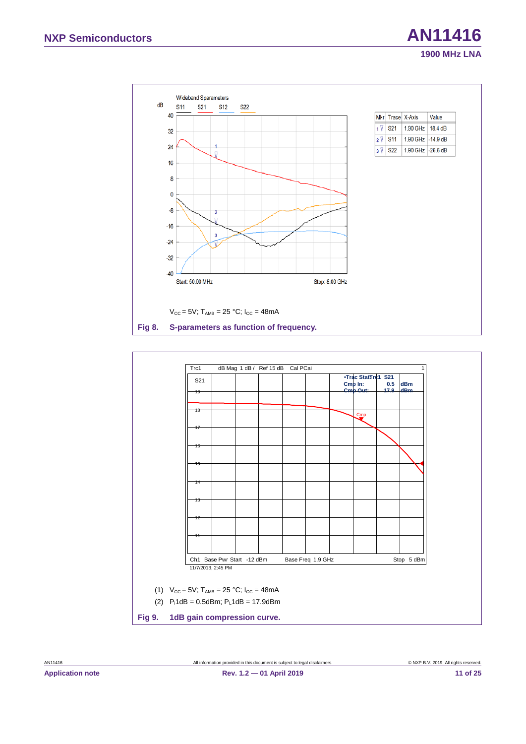| Mkr | Trace | X-Axis | Value |
|---|---|---|---|
| 1 | S21 | 1.90 GHz | 18.4 dB |
| 2 | S11 | 1.90 GHz | -14.9 dB |
| 3 | S22 | 1.90 GHz | -26.6 dB |

$V_{CC}$ = 5V; $T_{AMB}$ = 25 °C; $I_{CC}$ = 48mA

**Fig 8. S-parameters as function of frequency.**

(1) $V_{CC}$ = 5V; $T_{AMB}$ = 25 °C; $I_{CC}$ = 48mA

(2) $P_i$1dB = 0.5dBm; $P_L$1dB = 17.9dBm

**Fig 9. 1dB gain compression curve.**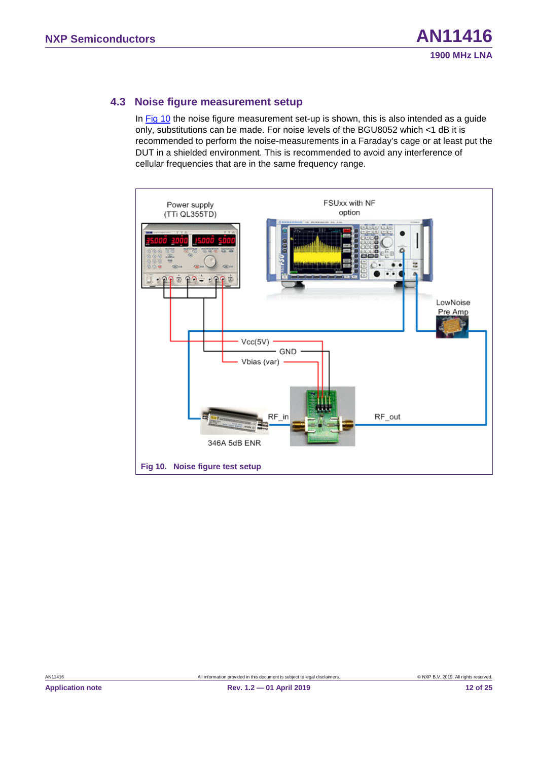## 4.3 Noise figure measurement setup

In Fig 10 the noise figure measurement set-up is shown, this is also intended as a guide only, substitutions can be made. For noise levels of the BGU8052 which <1 dB it is recommended to perform the noise-measurements in a Faraday's cage or at least put the DUT in a shielded environment. This is recommended to avoid any interference of cellular frequencies that are in the same frequency range.

Power supply (TTi QL355TD)

FSUxx with NF option

LowNoise Pre Amp

Vcc(5V)

GND

Vbias (var)

RF_in

RF_out

346A 5dB ENR

**Fig 10. Noise figure test setup**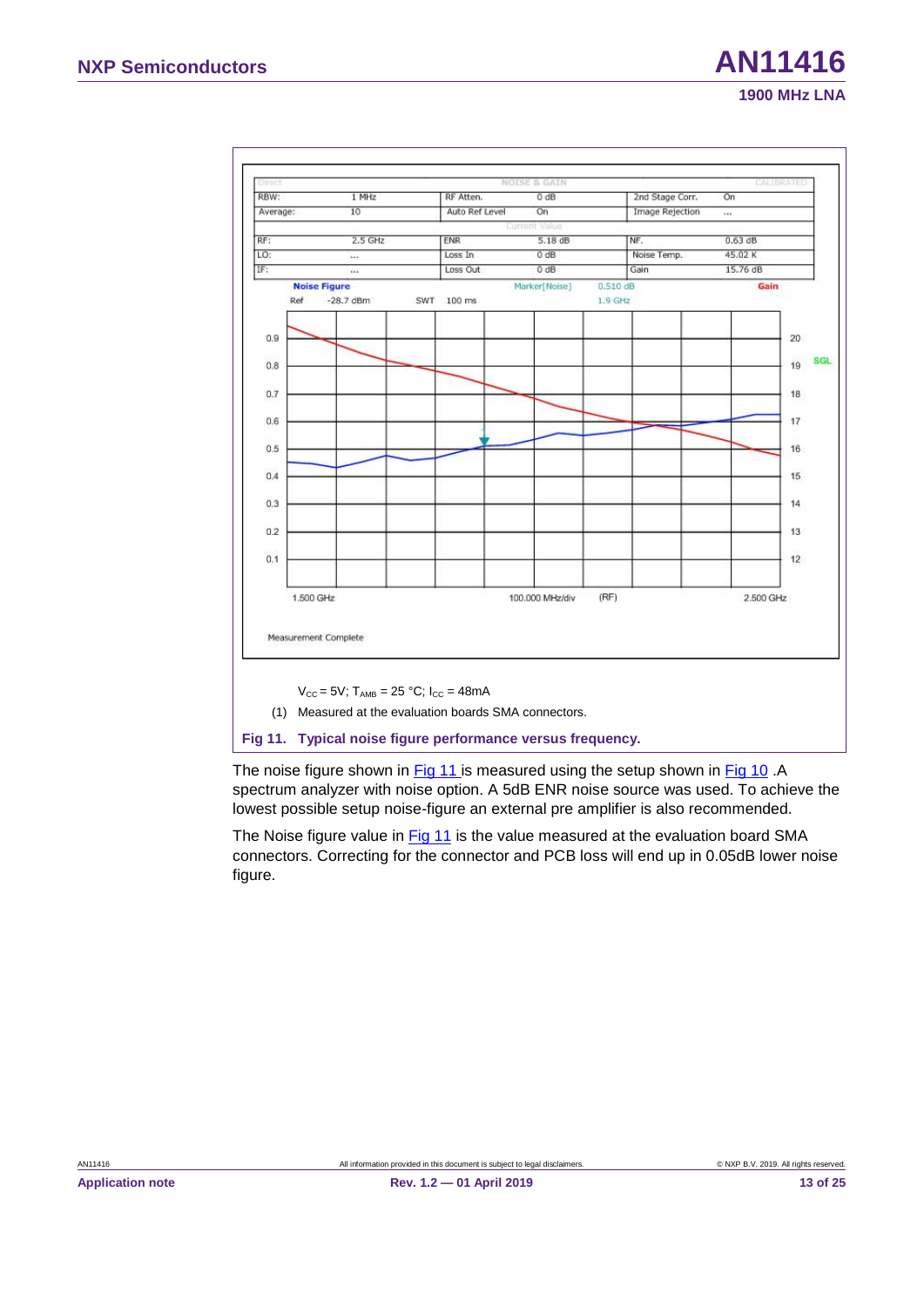| Direct | | NOISE & GAIN | | | CALIBRATED |
|---|---|---|---|---|---|
| RBW: | 1 MHz | RF Atten. | 0 dB | 2nd Stage Corr. | On |
| Average: | 10 | Auto Ref Level | On | Image Rejection | ... |
| | | Current Value | | | |
| RF: | 2.5 GHz | ENR | 5.18 dB | NF. | 0.63 dB |
| LO: | ... | Loss In | 0 dB | Noise Temp. | 45.02 K |
| IF: | ... | Loss Out | 0 dB | Gain | 15.76 dB |

Noise Figure  Marker[Noise] 0.510 dB  Gain

Ref -28.7 dBm  SWT 100 ms  1.9 GHz

1.500 GHz  100.000 MHz/div (RF)  2.500 GHz

Measurement Complete

$V_{CC}$ = 5V; $T_{AMB}$ = 25 °C; $I_{CC}$ = 48mA

(1) Measured at the evaluation boards SMA connectors.

**Fig 11. Typical noise figure performance versus frequency.**

The noise figure shown in Fig 11 is measured using the setup shown in Fig 10 .A spectrum analyzer with noise option. A 5dB ENR noise source was used. To achieve the lowest possible setup noise-figure an external pre amplifier is also recommended.

The Noise figure value in Fig 11 is the value measured at the evaluation board SMA connectors. Correcting for the connector and PCB loss will end up in 0.05dB lower noise figure.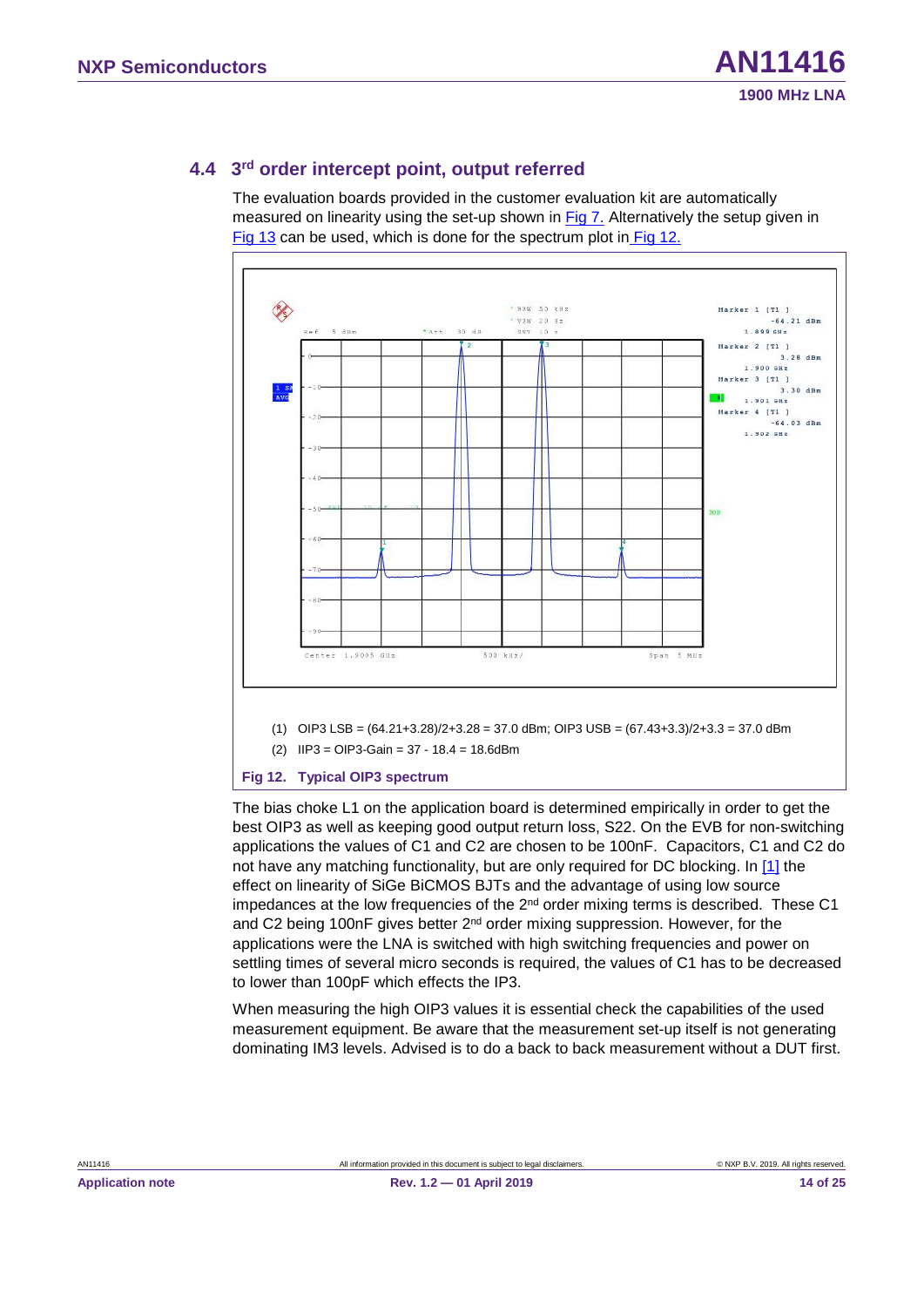## 4.4 3rd order intercept point, output referred

The evaluation boards provided in the customer evaluation kit are automatically measured on linearity using the set-up shown in Fig 7. Alternatively the setup given in Fig 13 can be used, which is done for the spectrum plot in Fig 12.

(1) OIP3 LSB = (64.21+3.28)/2+3.28 = 37.0 dBm; OIP3 USB = (67.43+3.3)/2+3.3 = 37.0 dBm

(2) IIP3 = OIP3-Gain = 37 - 18.4 = 18.6dBm

**Fig 12. Typical OIP3 spectrum**

The bias choke L1 on the application board is determined empirically in order to get the best OIP3 as well as keeping good output return loss, S22. On the EVB for non-switching applications the values of C1 and C2 are chosen to be 100nF. Capacitors, C1 and C2 do not have any matching functionality, but are only required for DC blocking. In [1] the effect on linearity of SiGe BiCMOS BJTs and the advantage of using low source impedances at the low frequencies of the 2nd order mixing terms is described. These C1 and C2 being 100nF gives better 2nd order mixing suppression. However, for the applications were the LNA is switched with high switching frequencies and power on settling times of several micro seconds is required, the values of C1 has to be decreased to lower than 100pF which effects the IP3.

When measuring the high OIP3 values it is essential check the capabilities of the used measurement equipment. Be aware that the measurement set-up itself is not generating dominating IM3 levels. Advised is to do a back to back measurement without a DUT first.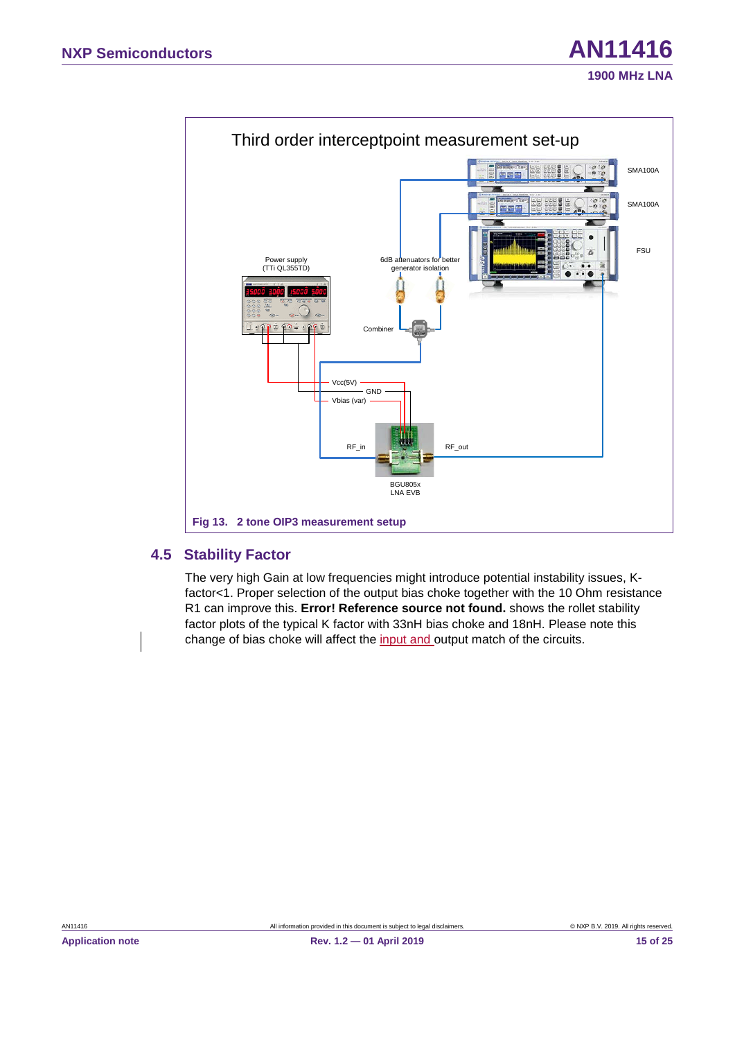Third order interceptpoint measurement set-up

SMA100A

SMA100A

FSU

Power supply (TTi QL355TD)

6dB attenuators for better generator isolation

Combiner

Vcc(5V)

GND

Vbias (var)

RF_in

RF_out

BGU805x LNA EVB

**Fig 13. 2 tone OIP3 measurement setup**

## 4.5 Stability Factor

The very high Gain at low frequencies might introduce potential instability issues, K-factor<1. Proper selection of the output bias choke together with the 10 Ohm resistance R1 can improve this. **Error! Reference source not found.** shows the rollet stability factor plots of the typical K factor with 33nH bias choke and 18nH. Please note this change of bias choke will affect the input and output match of the circuits.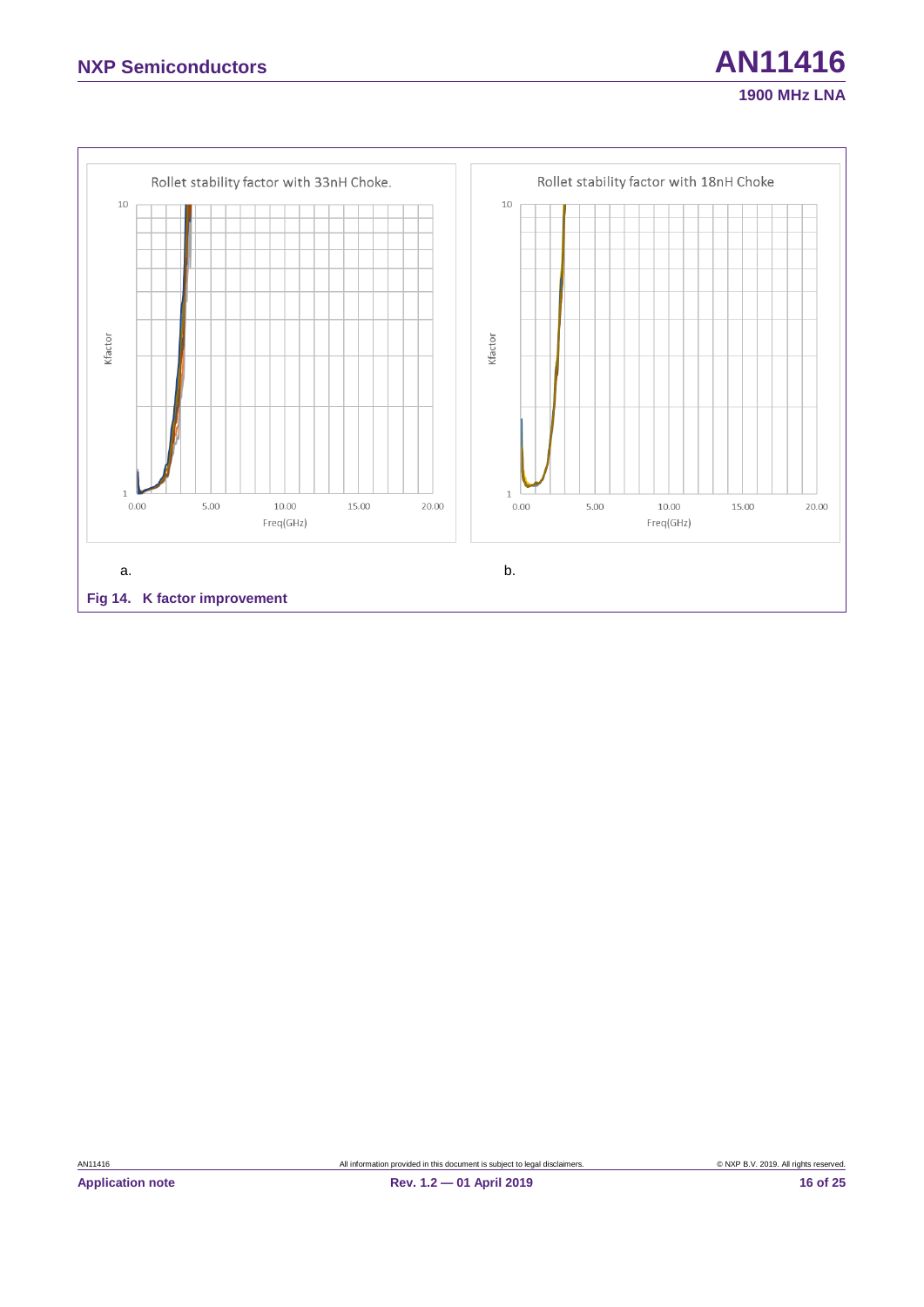Rollet stability factor with 33nH Choke.

Kfactor

Freq(GHz)

Rollet stability factor with 18nH Choke

Kfactor

Freq(GHz)

a.

b.

**Fig 14. K factor improvement**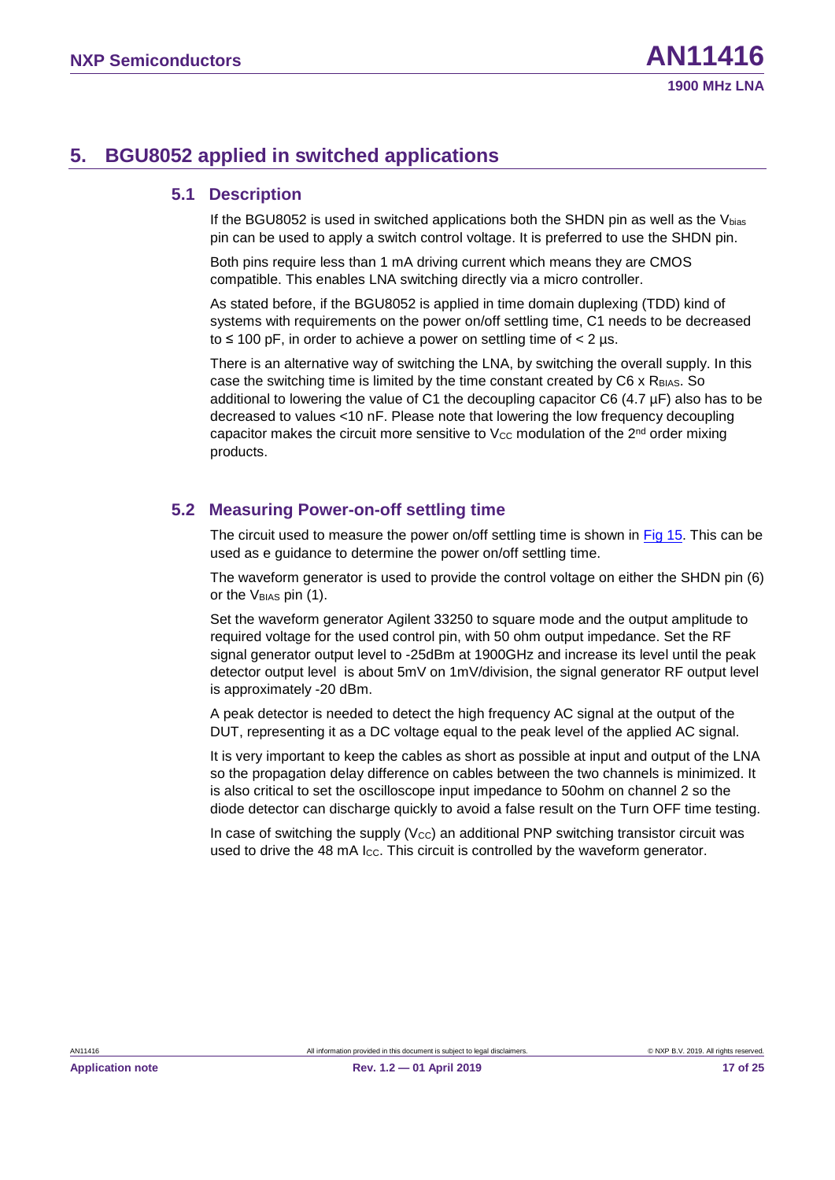## 5. BGU8052 applied in switched applications

### 5.1 Description

If the BGU8052 is used in switched applications both the SHDN pin as well as the $V_{bias}$ pin can be used to apply a switch control voltage. It is preferred to use the SHDN pin.

Both pins require less than 1 mA driving current which means they are CMOS compatible. This enables LNA switching directly via a micro controller.

As stated before, if the BGU8052 is applied in time domain duplexing (TDD) kind of systems with requirements on the power on/off settling time, C1 needs to be decreased to ≤ 100 pF, in order to achieve a power on settling time of < 2 µs.

There is an alternative way of switching the LNA, by switching the overall supply. In this case the switching time is limited by the time constant created by C6 x $R_{BIAS}$. So additional to lowering the value of C1 the decoupling capacitor C6 (4.7 µF) also has to be decreased to values <10 nF. Please note that lowering the low frequency decoupling capacitor makes the circuit more sensitive to $V_{CC}$ modulation of the 2[nd] order mixing products.

### 5.2 Measuring Power-on-off settling time

The circuit used to measure the power on/off settling time is shown in Fig 15. This can be used as e guidance to determine the power on/off settling time.

The waveform generator is used to provide the control voltage on either the SHDN pin (6) or the $V_{BIAS}$ pin (1).

Set the waveform generator Agilent 33250 to square mode and the output amplitude to required voltage for the used control pin, with 50 ohm output impedance. Set the RF signal generator output level to -25dBm at 1900GHz and increase its level until the peak detector output level is about 5mV on 1mV/division, the signal generator RF output level is approximately -20 dBm.

A peak detector is needed to detect the high frequency AC signal at the output of the DUT, representing it as a DC voltage equal to the peak level of the applied AC signal.

It is very important to keep the cables as short as possible at input and output of the LNA so the propagation delay difference on cables between the two channels is minimized. It is also critical to set the oscilloscope input impedance to 50ohm on channel 2 so the diode detector can discharge quickly to avoid a false result on the Turn OFF time testing.

In case of switching the supply ($V_{CC}$) an additional PNP switching transistor circuit was used to drive the 48 mA $I_{CC}$. This circuit is controlled by the waveform generator.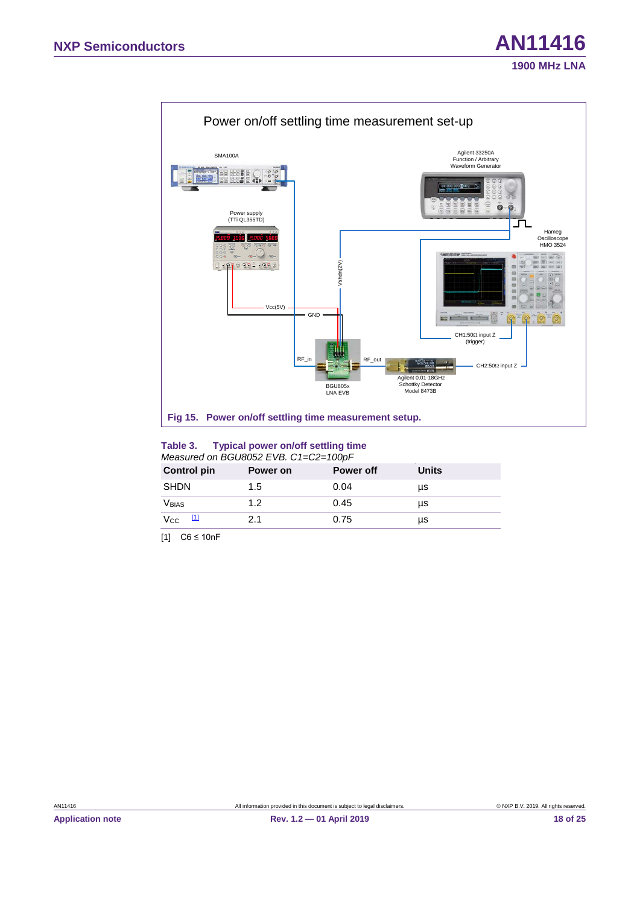Power on/off settling time measurement set-up

SMA100A

Agilent 33250A Function / Arbitrary Waveform Generator

Power supply (TTi QL355TD)

Hameg Oscilloscope HMO 3524

Vshdn(2V)

Vcc(5V)

GND

CH1:50Ω input Z (trigger)

RF_in

RF_out

CH2:50Ω input Z

BGU805x LNA EVB

Agilent 0.01-18GHz Schottky Detector Model 8473B

**Fig 15. Power on/off settling time measurement setup.**

**Table 3. Typical power on/off settling time**

*Measured on BGU8052 EVB. C1=C2=100pF*

| Control pin | Power on | Power off | Units |
|---|---|---|---|
| SHDN | 1.5 | 0.04 | µs |
| $V_{BIAS}$ | 1.2 | 0.45 | µs |
| $V_{CC}$ [1] | 2.1 | 0.75 | µs |

[1] C6 ≤ 10nF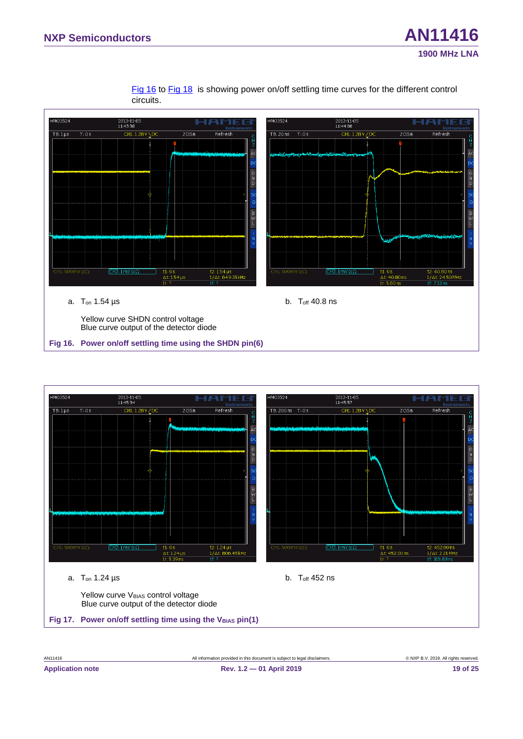Fig 16 to Fig 18 is showing power on/off settling time curves for the different control circuits.

a. $T_{on}$ 1.54 µs

b. $T_{off}$ 40.8 ns

Yellow curve SHDN control voltage
Blue curve output of the detector diode

**Fig 16. Power on/off settling time using the SHDN pin(6)**

a. $T_{on}$ 1.24 µs

b. $T_{off}$ 452 ns

Yellow curve $V_{BIAS}$ control voltage
Blue curve output of the detector diode

**Fig 17. Power on/off settling time using the $V_{BIAS}$ pin(1)**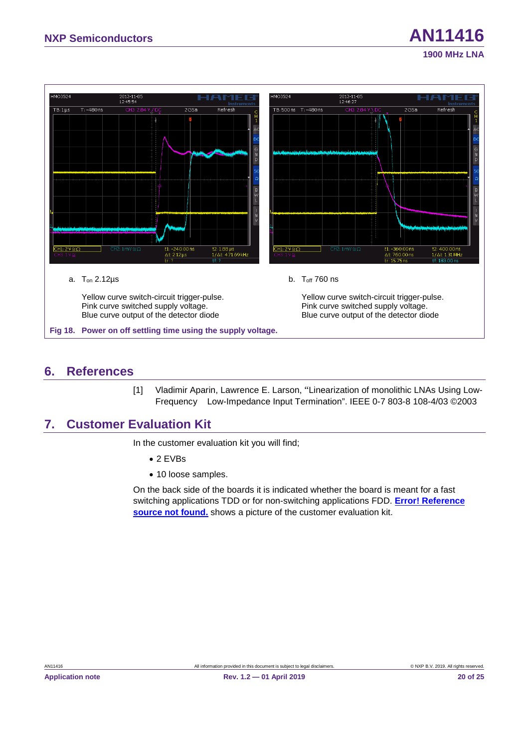a. $T_{on}$ 2.12µs

Yellow curve switch-circuit trigger-pulse.
Pink curve switched supply voltage.
Blue curve output of the detector diode

b. $T_{off}$ 760 ns

Yellow curve switch-circuit trigger-pulse.
Pink curve switched supply voltage.
Blue curve output of the detector diode

**Fig 18. Power on off settling time using the supply voltage.**

## 6. References

[1] Vladimir Aparin, Lawrence E. Larson, "Linearization of monolithic LNAs Using Low-Frequency Low-Impedance Input Termination". IEEE 0-7 803-8 108-4/03 ©2003

## 7. Customer Evaluation Kit

In the customer evaluation kit you will find;

- 2 EVBs
- 10 loose samples.

On the back side of the boards it is indicated whether the board is meant for a fast switching applications TDD or for non-switching applications FDD. **Error! Reference source not found.** shows a picture of the customer evaluation kit.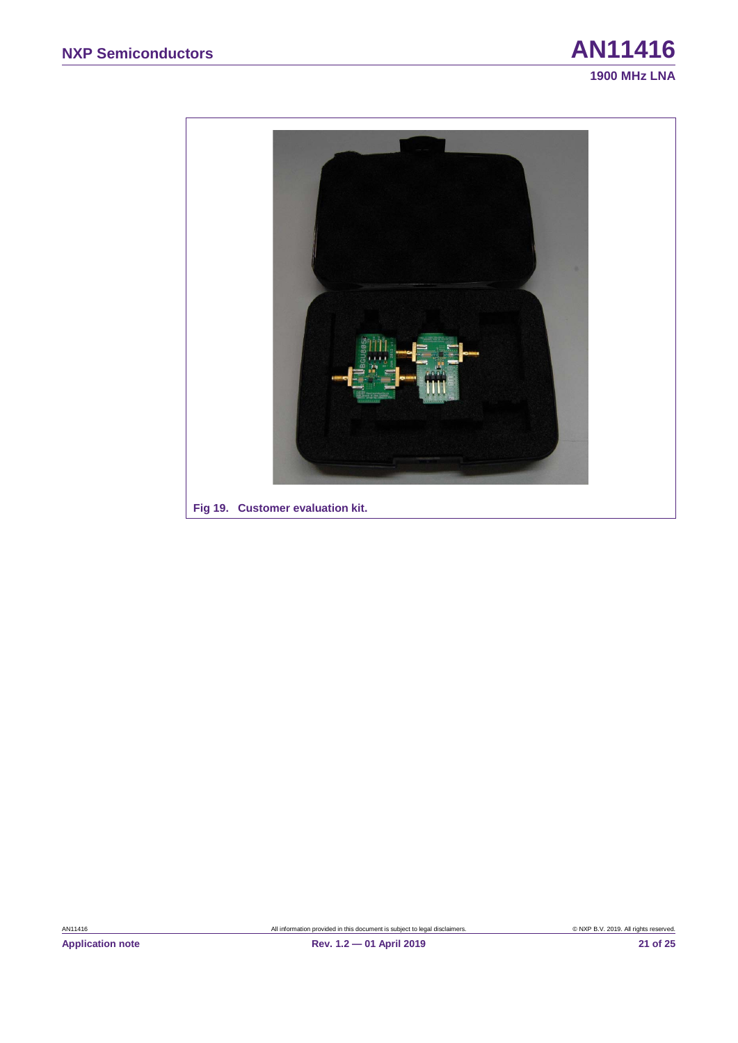Fig 19. Customer evaluation kit.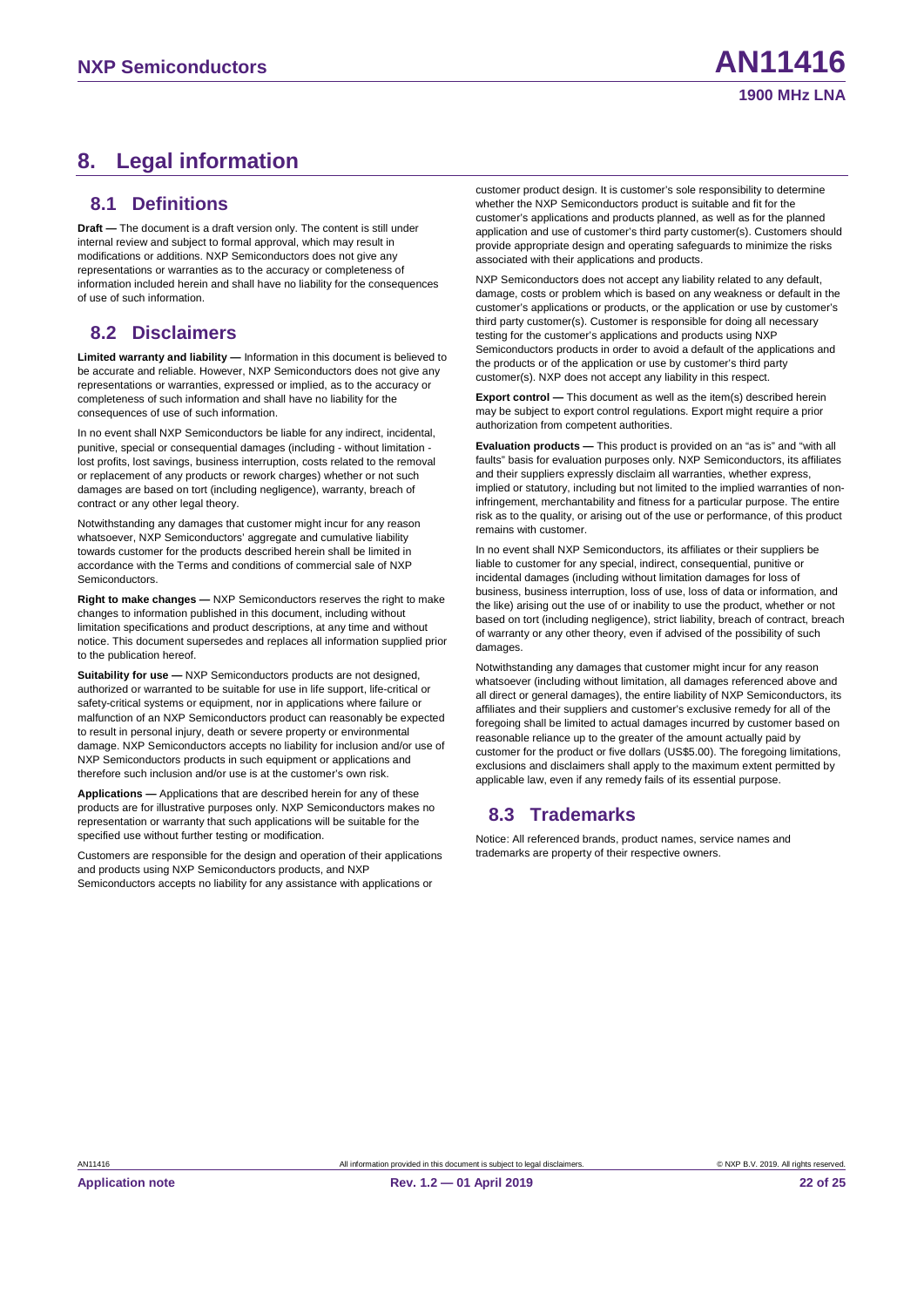## 8. Legal information

### 8.1 Definitions

**Draft —** The document is a draft version only. The content is still under internal review and subject to formal approval, which may result in modifications or additions. NXP Semiconductors does not give any representations or warranties as to the accuracy or completeness of information included herein and shall have no liability for the consequences of use of such information.

### 8.2 Disclaimers

**Limited warranty and liability —** Information in this document is believed to be accurate and reliable. However, NXP Semiconductors does not give any representations or warranties, expressed or implied, as to the accuracy or completeness of such information and shall have no liability for the consequences of use of such information.

In no event shall NXP Semiconductors be liable for any indirect, incidental, punitive, special or consequential damages (including - without limitation - lost profits, lost savings, business interruption, costs related to the removal or replacement of any products or rework charges) whether or not such damages are based on tort (including negligence), warranty, breach of contract or any other legal theory.

Notwithstanding any damages that customer might incur for any reason whatsoever, NXP Semiconductors' aggregate and cumulative liability towards customer for the products described herein shall be limited in accordance with the Terms and conditions of commercial sale of NXP Semiconductors.

**Right to make changes —** NXP Semiconductors reserves the right to make changes to information published in this document, including without limitation specifications and product descriptions, at any time and without notice. This document supersedes and replaces all information supplied prior to the publication hereof.

**Suitability for use —** NXP Semiconductors products are not designed, authorized or warranted to be suitable for use in life support, life-critical or safety-critical systems or equipment, nor in applications where failure or malfunction of an NXP Semiconductors product can reasonably be expected to result in personal injury, death or severe property or environmental damage. NXP Semiconductors accepts no liability for inclusion and/or use of NXP Semiconductors products in such equipment or applications and therefore such inclusion and/or use is at the customer's own risk.

**Applications —** Applications that are described herein for any of these products are for illustrative purposes only. NXP Semiconductors makes no representation or warranty that such applications will be suitable for the specified use without further testing or modification.

Customers are responsible for the design and operation of their applications and products using NXP Semiconductors products, and NXP Semiconductors accepts no liability for any assistance with applications or customer product design. It is customer's sole responsibility to determine whether the NXP Semiconductors product is suitable and fit for the customer's applications and products planned, as well as for the planned application and use of customer's third party customer(s). Customers should provide appropriate design and operating safeguards to minimize the risks associated with their applications and products.

NXP Semiconductors does not accept any liability related to any default, damage, costs or problem which is based on any weakness or default in the customer's applications or products, or the application or use by customer's third party customer(s). Customer is responsible for doing all necessary testing for the customer's applications and products using NXP Semiconductors products in order to avoid a default of the applications and the products or of the application or use by customer's third party customer(s). NXP does not accept any liability in this respect.

**Export control —** This document as well as the item(s) described herein may be subject to export control regulations. Export might require a prior authorization from competent authorities.

**Evaluation products —** This product is provided on an "as is" and "with all faults" basis for evaluation purposes only. NXP Semiconductors, its affiliates and their suppliers expressly disclaim all warranties, whether express, implied or statutory, including but not limited to the implied warranties of non-infringement, merchantability and fitness for a particular purpose. The entire risk as to the quality, or arising out of the use or performance, of this product remains with customer.

In no event shall NXP Semiconductors, its affiliates or their suppliers be liable to customer for any special, indirect, consequential, punitive or incidental damages (including without limitation damages for loss of business, business interruption, loss of use, loss of data or information, and the like) arising out the use of or inability to use the product, whether or not based on tort (including negligence), strict liability, breach of contract, breach of warranty or any other theory, even if advised of the possibility of such damages.

Notwithstanding any damages that customer might incur for any reason whatsoever (including without limitation, all damages referenced above and all direct or general damages), the entire liability of NXP Semiconductors, its affiliates and their suppliers and customer's exclusive remedy for all of the foregoing shall be limited to actual damages incurred by customer based on reasonable reliance up to the greater of the amount actually paid by customer for the product or five dollars (US$5.00). The foregoing limitations, exclusions and disclaimers shall apply to the maximum extent permitted by applicable law, even if any remedy fails of its essential purpose.

### 8.3 Trademarks

Notice: All referenced brands, product names, service names and trademarks are property of their respective owners.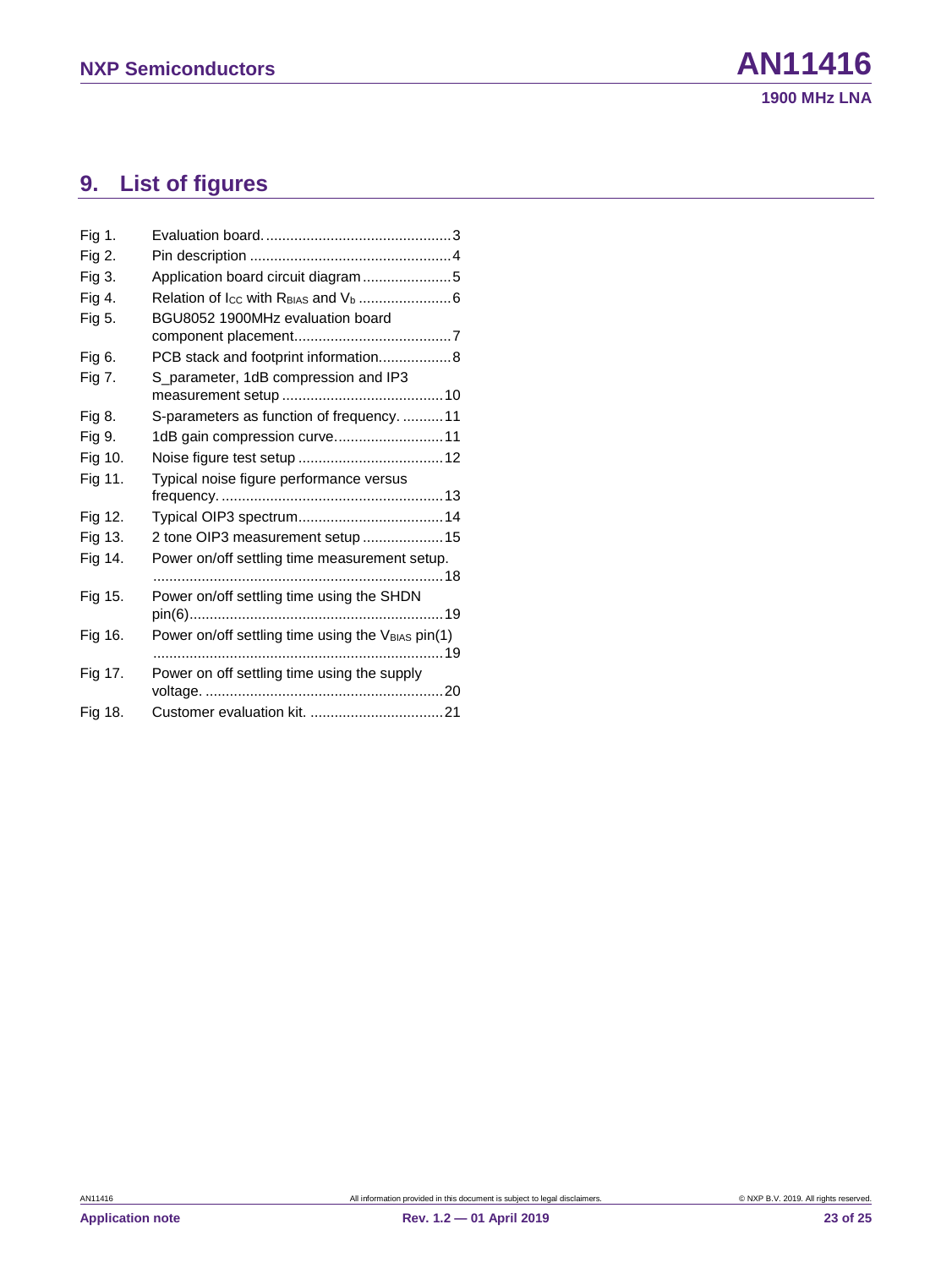# 9. List of figures

| | | |
|---|---|---|
| Fig 1. | Evaluation board. | 3 |
| Fig 2. | Pin description | 4 |
| Fig 3. | Application board circuit diagram | 5 |
| Fig 4. | Relation of $I_{CC}$ with $R_{BIAS}$ and $V_b$ | 6 |
| Fig 5. | BGU8052 1900MHz evaluation board component placement. | 7 |
| Fig 6. | PCB stack and footprint information. | 8 |
| Fig 7. | S_parameter, 1dB compression and IP3 measurement setup | 10 |
| Fig 8. | S-parameters as function of frequency. | 11 |
| Fig 9. | 1dB gain compression curve. | 11 |
| Fig 10. | Noise figure test setup | 12 |
| Fig 11. | Typical noise figure performance versus frequency. | 13 |
| Fig 12. | Typical OIP3 spectrum. | 14 |
| Fig 13. | 2 tone OIP3 measurement setup | 15 |
| Fig 14. | Power on/off settling time measurement setup. | 18 |
| Fig 15. | Power on/off settling time using the SHDN pin(6) | 19 |
| Fig 16. | Power on/off settling time using the $V_{BIAS}$ pin(1) | 19 |
| Fig 17. | Power on off settling time using the supply voltage. | 20 |
| Fig 18. | Customer evaluation kit. | 21 |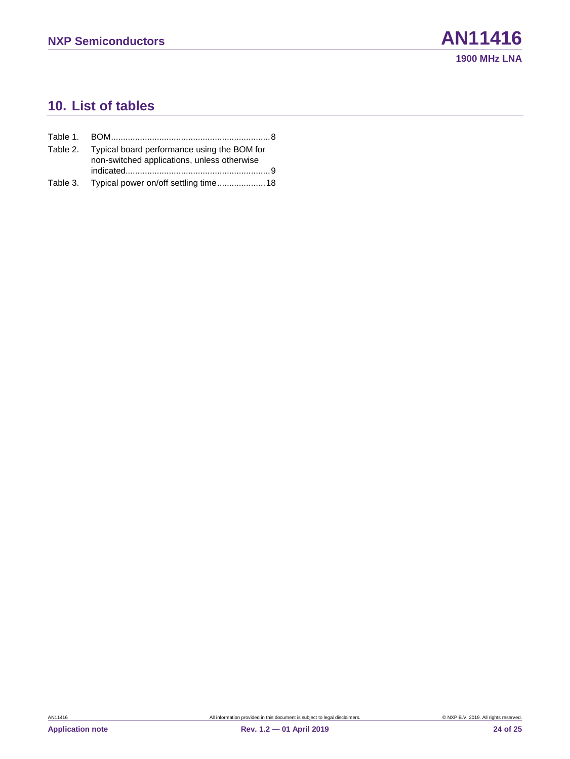## 10. List of tables

Table 1. BOM....................................................................8

Table 2. Typical board performance using the BOM for non-switched applications, unless otherwise indicated............................................................9

Table 3. Typical power on/off settling time....................18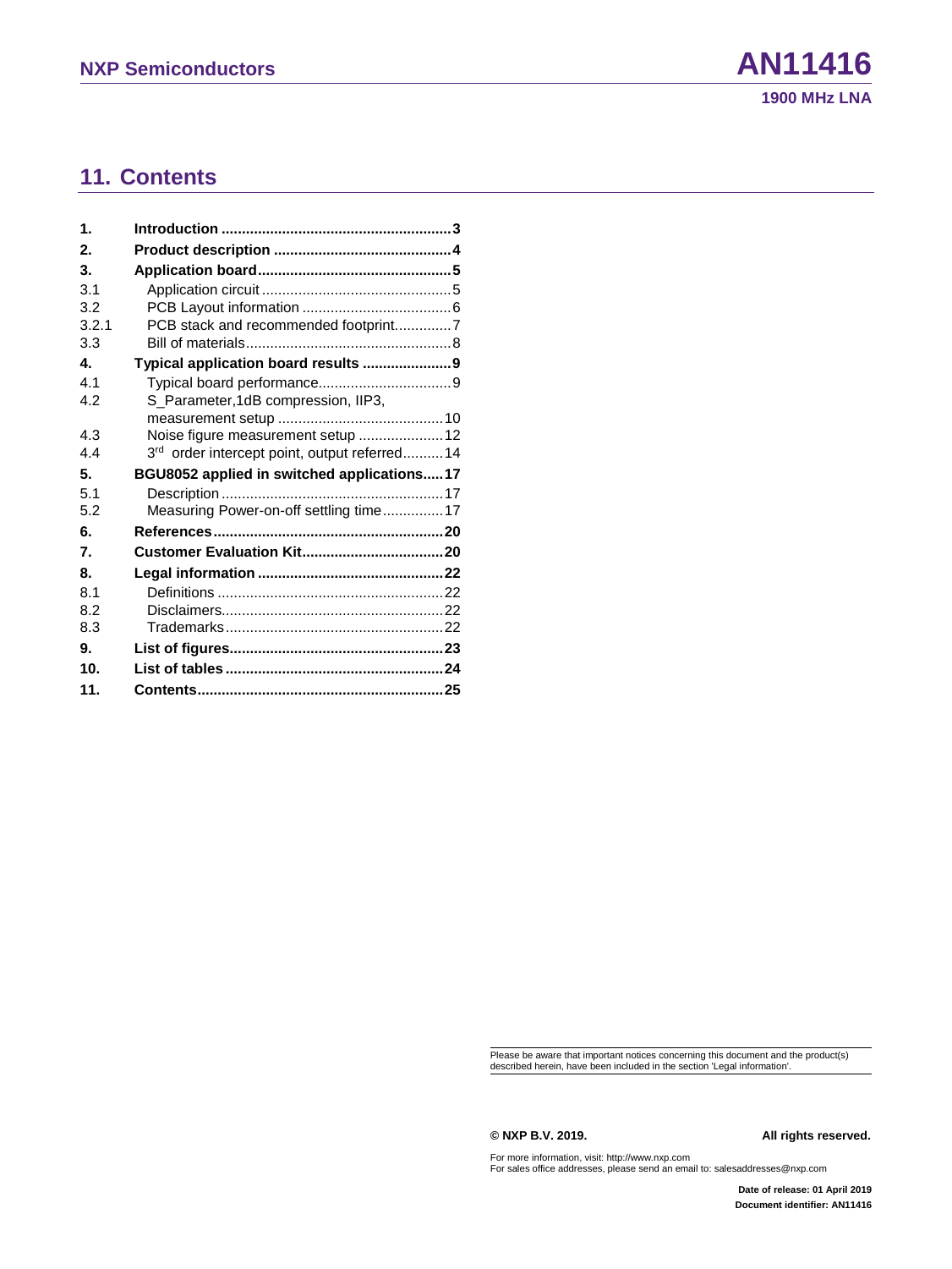## 11. Contents

| | | |
|---|---|---|
| **1.** | **Introduction** | **3** |
| **2.** | **Product description** | **4** |
| **3.** | **Application board** | **5** |
| 3.1 | Application circuit | 5 |
| 3.2 | PCB Layout information | 6 |
| 3.2.1 | PCB stack and recommended footprint | 7 |
| 3.3 | Bill of materials | 8 |
| **4.** | **Typical application board results** | **9** |
| 4.1 | Typical board performance | 9 |
| 4.2 | S_Parameter,1dB compression, IIP3, measurement setup | 10 |
| 4.3 | Noise figure measurement setup | 12 |
| 4.4 | $3^{rd}$ order intercept point, output referred | 14 |
| **5.** | **BGU8052 applied in switched applications** | **17** |
| 5.1 | Description | 17 |
| 5.2 | Measuring Power-on-off settling time | 17 |
| **6.** | **References** | **20** |
| **7.** | **Customer Evaluation Kit** | **20** |
| **8.** | **Legal information** | **22** |
| 8.1 | Definitions | 22 |
| 8.2 | Disclaimers | 22 |
| 8.3 | Trademarks | 22 |
| **9.** | **List of figures** | **23** |
| **10.** | **List of tables** | **24** |
| **11.** | **Contents** | **25** |

Please be aware that important notices concerning this document and the product(s) described herein, have been included in the section 'Legal information'.

**© NXP B.V. 2019.** **All rights reserved.**

For more information, visit: http://www.nxp.com
For sales office addresses, please send an email to: salesaddresses@nxp.com

**Date of release: 01 April 2019**
**Document identifier: AN11416**